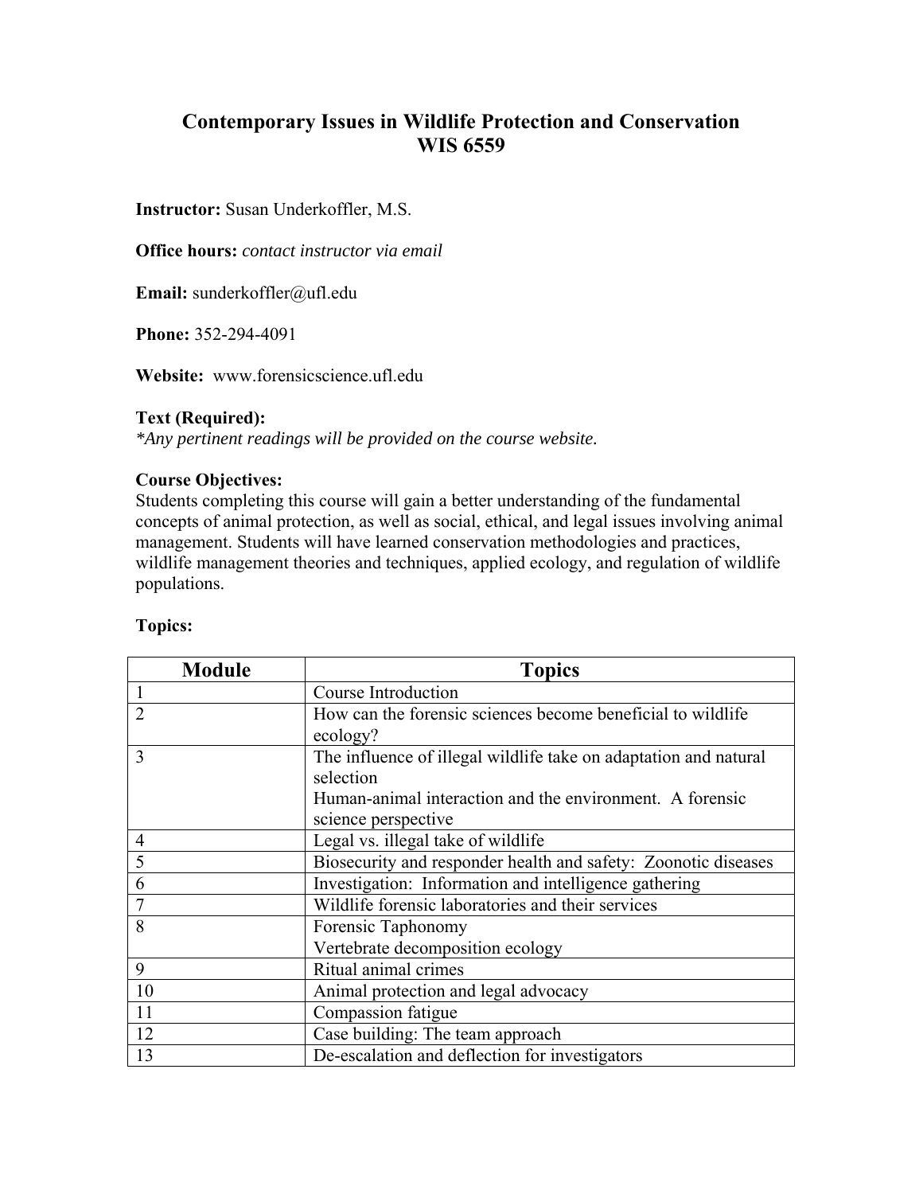# Contemporary Issues in Wildlife Protection and Conservation
# WIS 6559

**Instructor:** Susan Underkoffler, M.S.

**Office hours:** *contact instructor via email*

**Email:** sunderkoffler@ufl.edu

**Phone:** 352-294-4091

**Website:** www.forensicscience.ufl.edu

**Text (Required):**
*\*Any pertinent readings will be provided on the course website.*

**Course Objectives:**
Students completing this course will gain a better understanding of the fundamental concepts of animal protection, as well as social, ethical, and legal issues involving animal management. Students will have learned conservation methodologies and practices, wildlife management theories and techniques, applied ecology, and regulation of wildlife populations.

**Topics:**

| Module | Topics |
|---|---|
| 1 | Course Introduction |
| 2 | How can the forensic sciences become beneficial to wildlife ecology? |
| 3 | The influence of illegal wildlife take on adaptation and natural selection<br>Human-animal interaction and the environment. A forensic science perspective |
| 4 | Legal vs. illegal take of wildlife |
| 5 | Biosecurity and responder health and safety: Zoonotic diseases |
| 6 | Investigation: Information and intelligence gathering |
| 7 | Wildlife forensic laboratories and their services |
| 8 | Forensic Taphonomy<br>Vertebrate decomposition ecology |
| 9 | Ritual animal crimes |
| 10 | Animal protection and legal advocacy |
| 11 | Compassion fatigue |
| 12 | Case building: The team approach |
| 13 | De-escalation and deflection for investigators |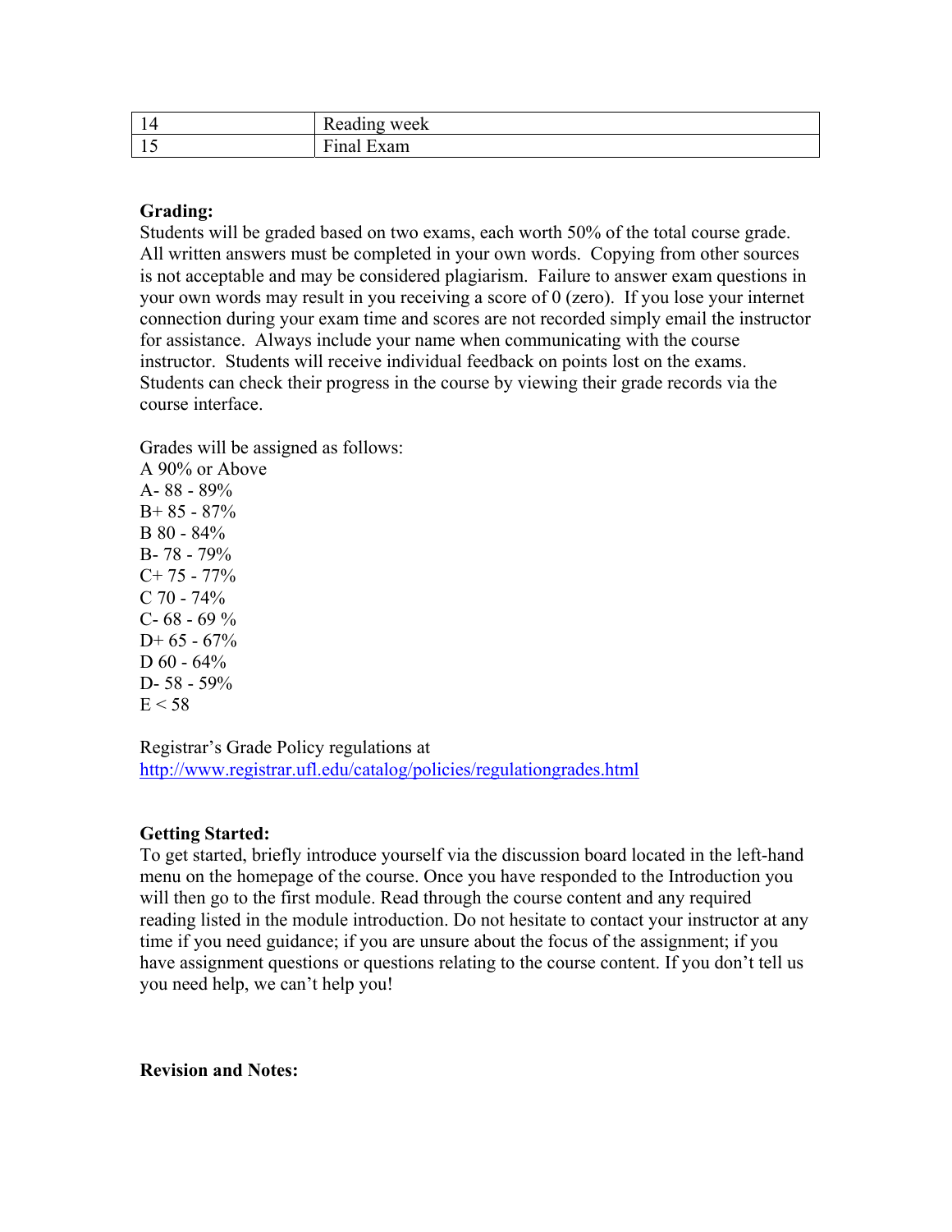| 14 | Reading week |
|---|---|
| 15 | Final Exam |

**Grading:**

Students will be graded based on two exams, each worth 50% of the total course grade. All written answers must be completed in your own words. Copying from other sources is not acceptable and may be considered plagiarism. Failure to answer exam questions in your own words may result in you receiving a score of 0 (zero). If you lose your internet connection during your exam time and scores are not recorded simply email the instructor for assistance. Always include your name when communicating with the course instructor. Students will receive individual feedback on points lost on the exams. Students can check their progress in the course by viewing their grade records via the course interface.

Grades will be assigned as follows:
A 90% or Above
A- 88 - 89%
B+ 85 - 87%
B 80 - 84%
B- 78 - 79%
C+ 75 - 77%
C 70 - 74%
C- 68 - 69 %
D+ 65 - 67%
D 60 - 64%
D- 58 - 59%
E < 58

Registrar's Grade Policy regulations at
http://www.registrar.ufl.edu/catalog/policies/regulationgrades.html

**Getting Started:**

To get started, briefly introduce yourself via the discussion board located in the left-hand menu on the homepage of the course. Once you have responded to the Introduction you will then go to the first module. Read through the course content and any required reading listed in the module introduction. Do not hesitate to contact your instructor at any time if you need guidance; if you are unsure about the focus of the assignment; if you have assignment questions or questions relating to the course content. If you don't tell us you need help, we can't help you!

**Revision and Notes:**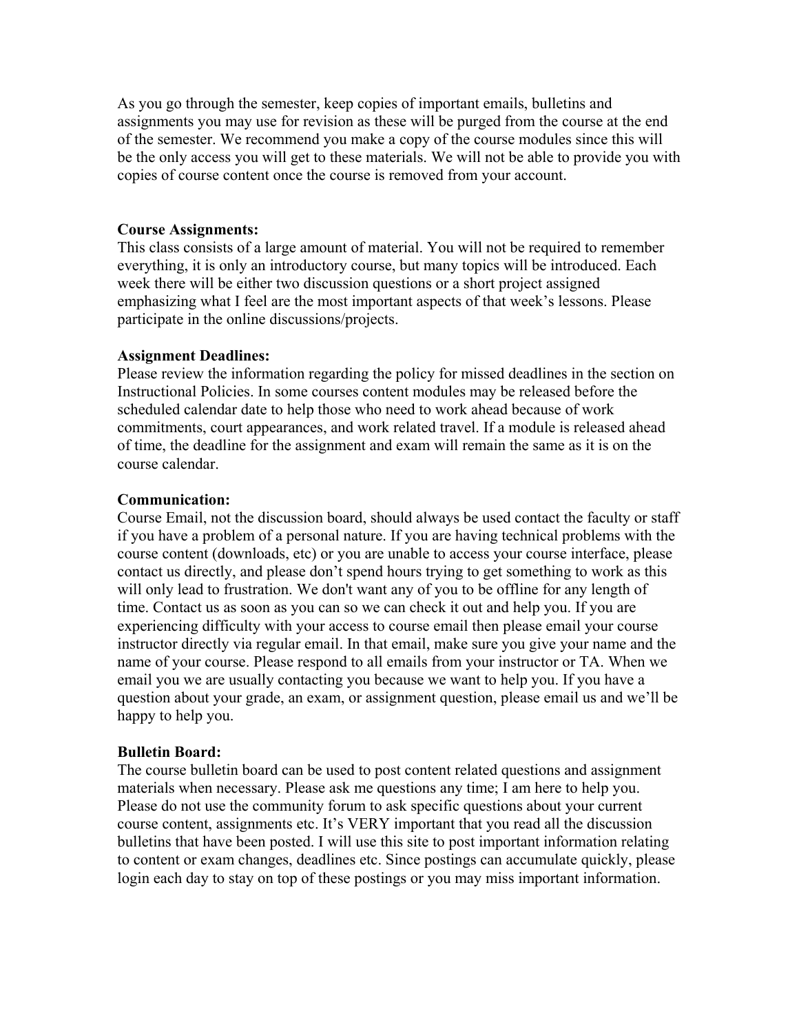As you go through the semester, keep copies of important emails, bulletins and assignments you may use for revision as these will be purged from the course at the end of the semester. We recommend you make a copy of the course modules since this will be the only access you will get to these materials. We will not be able to provide you with copies of course content once the course is removed from your account.

**Course Assignments:**
This class consists of a large amount of material. You will not be required to remember everything, it is only an introductory course, but many topics will be introduced. Each week there will be either two discussion questions or a short project assigned emphasizing what I feel are the most important aspects of that week's lessons. Please participate in the online discussions/projects.

**Assignment Deadlines:**
Please review the information regarding the policy for missed deadlines in the section on Instructional Policies. In some courses content modules may be released before the scheduled calendar date to help those who need to work ahead because of work commitments, court appearances, and work related travel. If a module is released ahead of time, the deadline for the assignment and exam will remain the same as it is on the course calendar.

**Communication:**
Course Email, not the discussion board, should always be used contact the faculty or staff if you have a problem of a personal nature. If you are having technical problems with the course content (downloads, etc) or you are unable to access your course interface, please contact us directly, and please don't spend hours trying to get something to work as this will only lead to frustration. We don't want any of you to be offline for any length of time. Contact us as soon as you can so we can check it out and help you. If you are experiencing difficulty with your access to course email then please email your course instructor directly via regular email. In that email, make sure you give your name and the name of your course. Please respond to all emails from your instructor or TA. When we email you we are usually contacting you because we want to help you. If you have a question about your grade, an exam, or assignment question, please email us and we'll be happy to help you.

**Bulletin Board:**
The course bulletin board can be used to post content related questions and assignment materials when necessary. Please ask me questions any time; I am here to help you. Please do not use the community forum to ask specific questions about your current course content, assignments etc. It's VERY important that you read all the discussion bulletins that have been posted. I will use this site to post important information relating to content or exam changes, deadlines etc. Since postings can accumulate quickly, please login each day to stay on top of these postings or you may miss important information.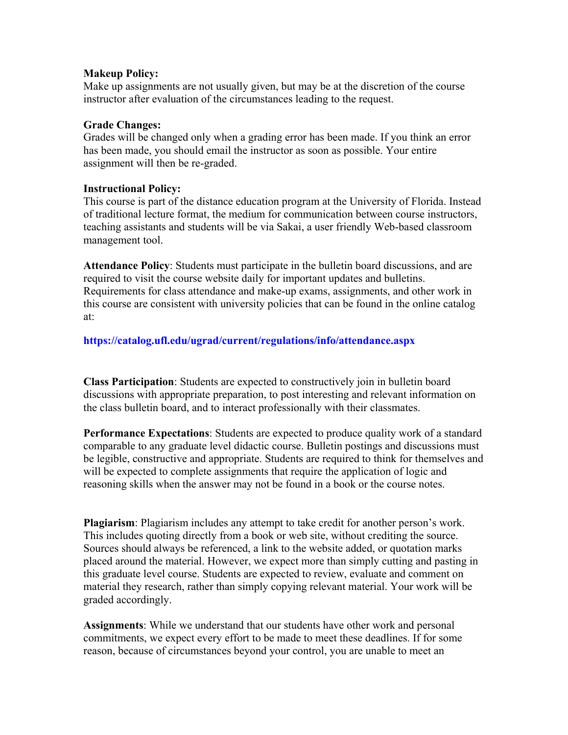**Makeup Policy:**
Make up assignments are not usually given, but may be at the discretion of the course instructor after evaluation of the circumstances leading to the request.

**Grade Changes:**
Grades will be changed only when a grading error has been made. If you think an error has been made, you should email the instructor as soon as possible. Your entire assignment will then be re-graded.

**Instructional Policy:**
This course is part of the distance education program at the University of Florida. Instead of traditional lecture format, the medium for communication between course instructors, teaching assistants and students will be via Sakai, a user friendly Web-based classroom management tool.

**Attendance Policy**: Students must participate in the bulletin board discussions, and are required to visit the course website daily for important updates and bulletins. Requirements for class attendance and make-up exams, assignments, and other work in this course are consistent with university policies that can be found in the online catalog at:

**https://catalog.ufl.edu/ugrad/current/regulations/info/attendance.aspx**

**Class Participation**: Students are expected to constructively join in bulletin board discussions with appropriate preparation, to post interesting and relevant information on the class bulletin board, and to interact professionally with their classmates.

**Performance Expectations**: Students are expected to produce quality work of a standard comparable to any graduate level didactic course. Bulletin postings and discussions must be legible, constructive and appropriate. Students are required to think for themselves and will be expected to complete assignments that require the application of logic and reasoning skills when the answer may not be found in a book or the course notes.

**Plagiarism**: Plagiarism includes any attempt to take credit for another person's work. This includes quoting directly from a book or web site, without crediting the source. Sources should always be referenced, a link to the website added, or quotation marks placed around the material. However, we expect more than simply cutting and pasting in this graduate level course. Students are expected to review, evaluate and comment on material they research, rather than simply copying relevant material. Your work will be graded accordingly.

**Assignments**: While we understand that our students have other work and personal commitments, we expect every effort to be made to meet these deadlines. If for some reason, because of circumstances beyond your control, you are unable to meet an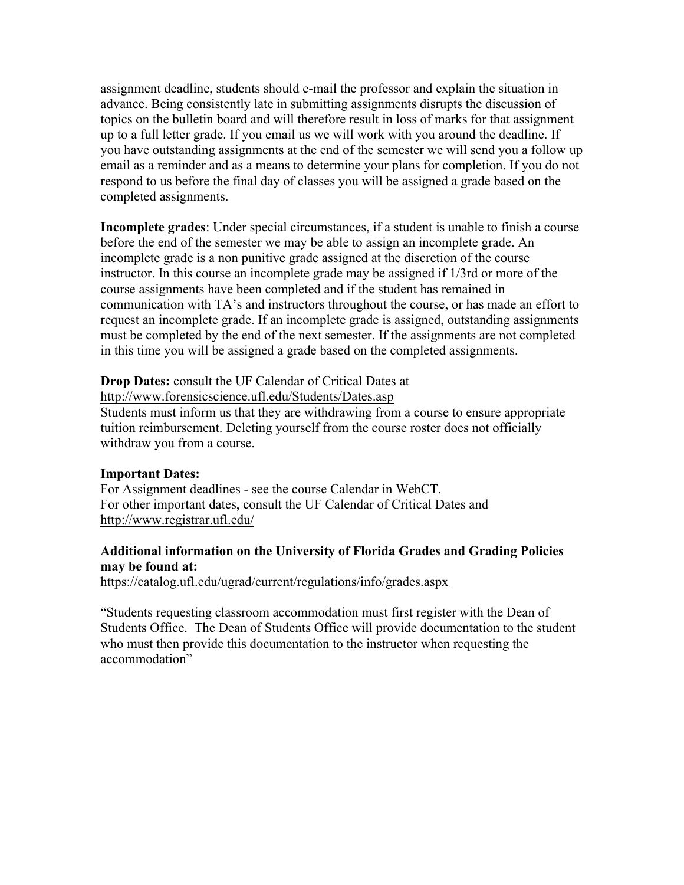assignment deadline, students should e-mail the professor and explain the situation in advance. Being consistently late in submitting assignments disrupts the discussion of topics on the bulletin board and will therefore result in loss of marks for that assignment up to a full letter grade. If you email us we will work with you around the deadline. If you have outstanding assignments at the end of the semester we will send you a follow up email as a reminder and as a means to determine your plans for completion. If you do not respond to us before the final day of classes you will be assigned a grade based on the completed assignments.

**Incomplete grades**: Under special circumstances, if a student is unable to finish a course before the end of the semester we may be able to assign an incomplete grade. An incomplete grade is a non punitive grade assigned at the discretion of the course instructor. In this course an incomplete grade may be assigned if 1/3rd or more of the course assignments have been completed and if the student has remained in communication with TA's and instructors throughout the course, or has made an effort to request an incomplete grade. If an incomplete grade is assigned, outstanding assignments must be completed by the end of the next semester. If the assignments are not completed in this time you will be assigned a grade based on the completed assignments.

**Drop Dates:** consult the UF Calendar of Critical Dates at
http://www.forensicscience.ufl.edu/Students/Dates.asp
Students must inform us that they are withdrawing from a course to ensure appropriate tuition reimbursement. Deleting yourself from the course roster does not officially withdraw you from a course.

**Important Dates:**
For Assignment deadlines - see the course Calendar in WebCT.
For other important dates, consult the UF Calendar of Critical Dates and
http://www.registrar.ufl.edu/

**Additional information on the University of Florida Grades and Grading Policies may be found at:**
https://catalog.ufl.edu/ugrad/current/regulations/info/grades.aspx

"Students requesting classroom accommodation must first register with the Dean of Students Office. The Dean of Students Office will provide documentation to the student who must then provide this documentation to the instructor when requesting the accommodation"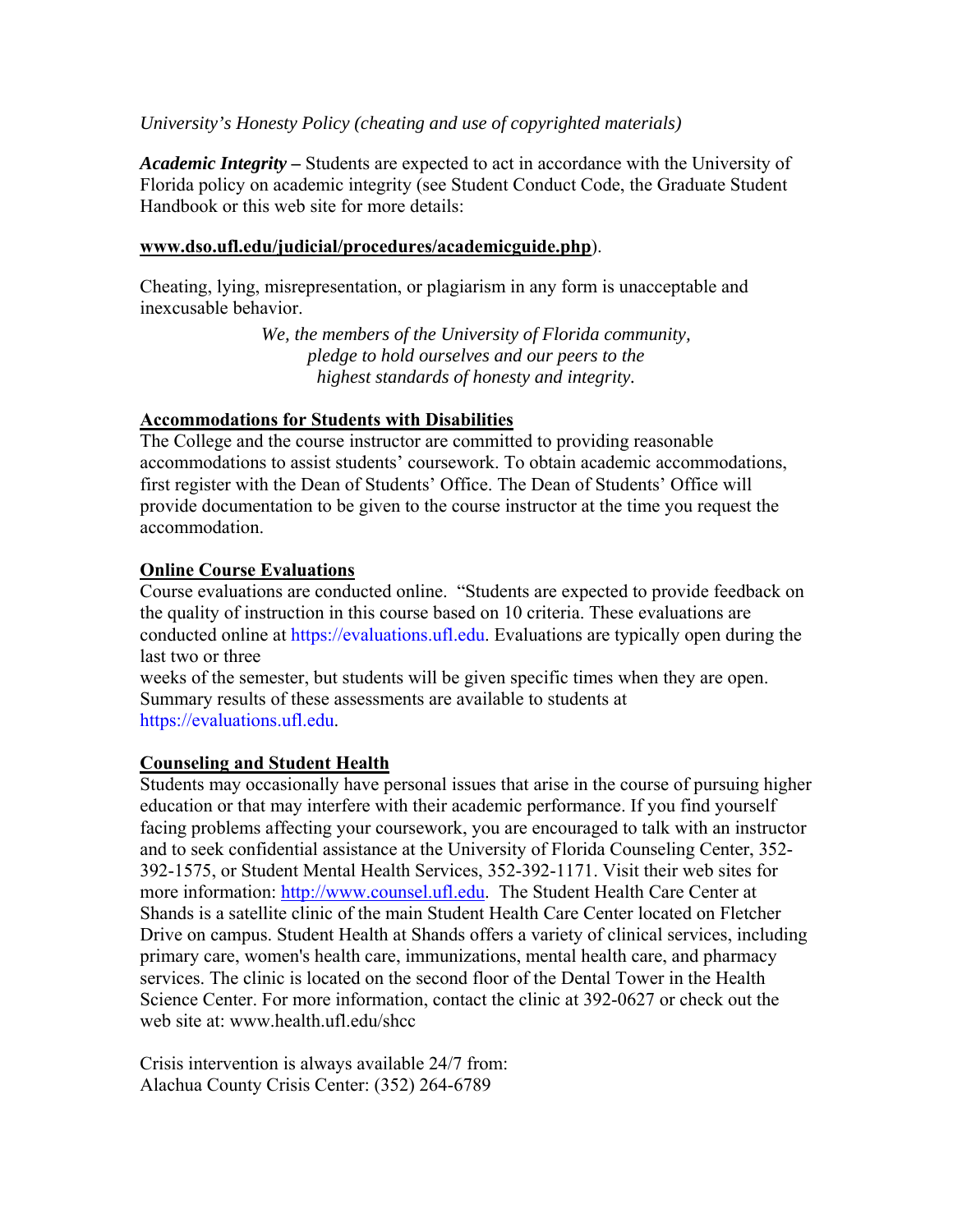*University's Honesty Policy (cheating and use of copyrighted materials)*

***Academic Integrity –*** Students are expected to act in accordance with the University of Florida policy on academic integrity (see Student Conduct Code, the Graduate Student Handbook or this web site for more details:

**<u>www.dso.ufl.edu/judicial/procedures/academicguide.php</u>**).

Cheating, lying, misrepresentation, or plagiarism in any form is unacceptable and inexcusable behavior.

*We, the members of the University of Florida community,*
*pledge to hold ourselves and our peers to the*
*highest standards of honesty and integrity.*

**<u>Accommodations for Students with Disabilities</u>**

The College and the course instructor are committed to providing reasonable accommodations to assist students' coursework. To obtain academic accommodations, first register with the Dean of Students' Office. The Dean of Students' Office will provide documentation to be given to the course instructor at the time you request the accommodation.

**<u>Online Course Evaluations</u>**

Course evaluations are conducted online. "Students are expected to provide feedback on the quality of instruction in this course based on 10 criteria. These evaluations are conducted online at https://evaluations.ufl.edu. Evaluations are typically open during the last two or three
weeks of the semester, but students will be given specific times when they are open. Summary results of these assessments are available to students at https://evaluations.ufl.edu.

**<u>Counseling and Student Health</u>**

Students may occasionally have personal issues that arise in the course of pursuing higher education or that may interfere with their academic performance. If you find yourself facing problems affecting your coursework, you are encouraged to talk with an instructor and to seek confidential assistance at the University of Florida Counseling Center, 352-392-1575, or Student Mental Health Services, 352-392-1171. Visit their web sites for more information: http://www.counsel.ufl.edu. The Student Health Care Center at Shands is a satellite clinic of the main Student Health Care Center located on Fletcher Drive on campus. Student Health at Shands offers a variety of clinical services, including primary care, women's health care, immunizations, mental health care, and pharmacy services. The clinic is located on the second floor of the Dental Tower in the Health Science Center. For more information, contact the clinic at 392-0627 or check out the web site at: www.health.ufl.edu/shcc

Crisis intervention is always available 24/7 from:
Alachua County Crisis Center: (352) 264-6789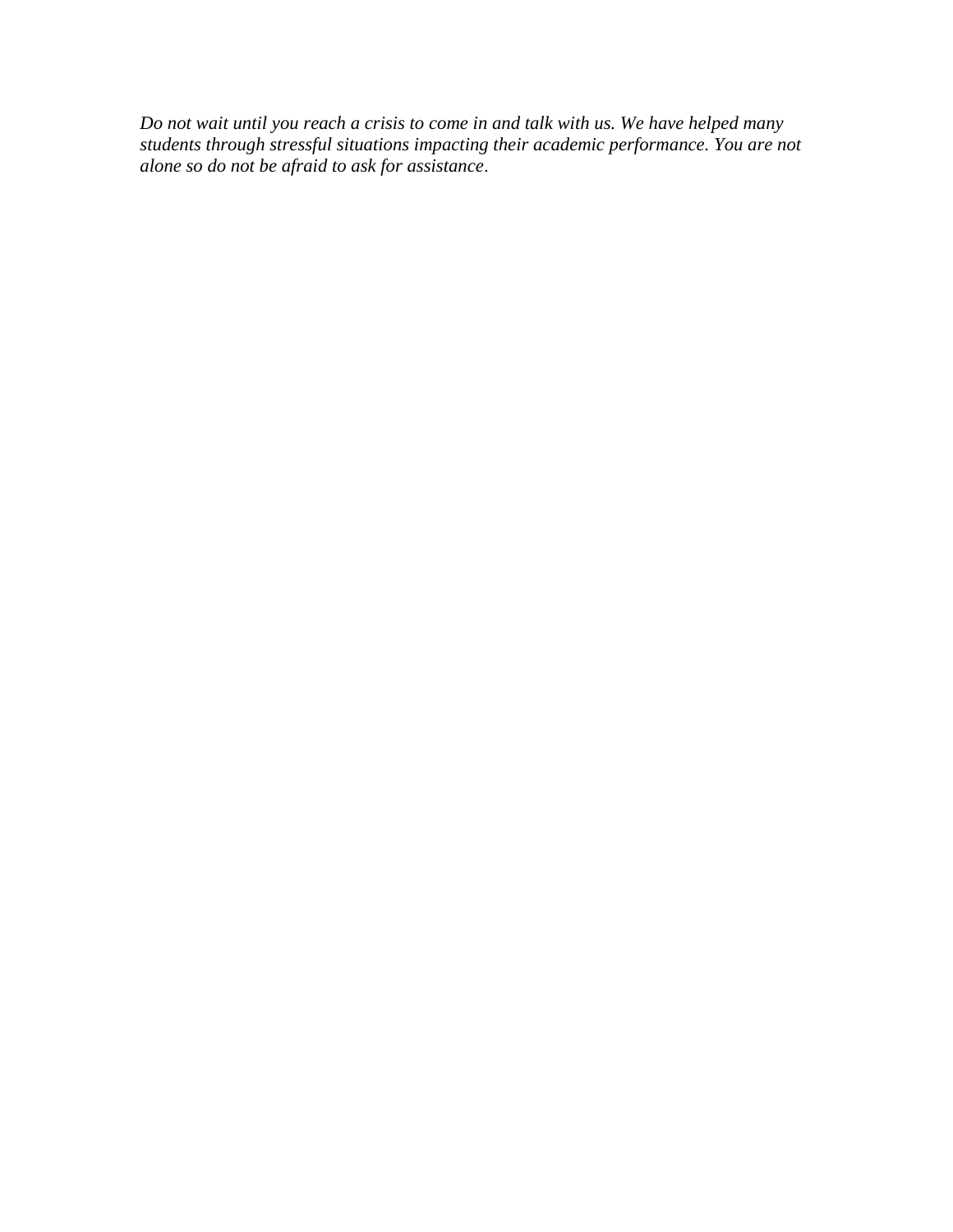*Do not wait until you reach a crisis to come in and talk with us. We have helped many students through stressful situations impacting their academic performance. You are not alone so do not be afraid to ask for assistance*.